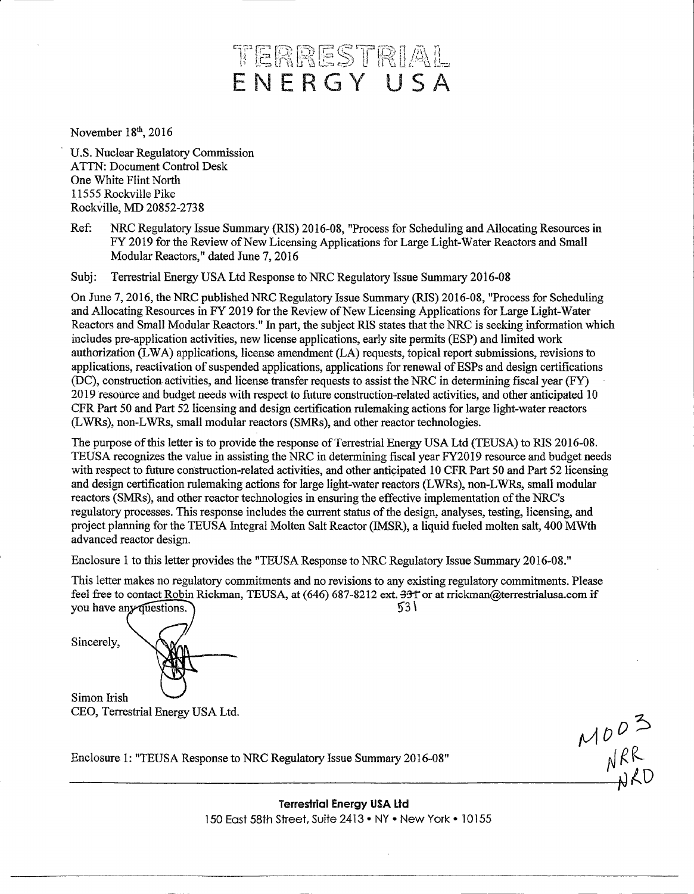# TERRESTRIAL ENERGY USA

November 18th, 2016

U.S. Nuclear Regulatory Commission
ATTN: Document Control Desk
One White Flint North
11555 Rockville Pike
Rockville, MD 20852-2738

Ref: NRC Regulatory Issue Summary (RIS) 2016-08, "Process for Scheduling and Allocating Resources in FY 2019 for the Review of New Licensing Applications for Large Light-Water Reactors and Small Modular Reactors," dated June 7, 2016

Subj: Terrestrial Energy USA Ltd Response to NRC Regulatory Issue Summary 2016-08

On June 7, 2016, the NRC published NRC Regulatory Issue Summary (RIS) 2016-08, "Process for Scheduling and Allocating Resources in FY 2019 for the Review of New Licensing Applications for Large Light-Water Reactors and Small Modular Reactors." In part, the subject RIS states that the NRC is seeking information which includes pre-application activities, new license applications, early site permits (ESP) and limited work authorization (LWA) applications, license amendment (LA) requests, topical report submissions, revisions to applications, reactivation of suspended applications, applications for renewal of ESPs and design certifications (DC), construction activities, and license transfer requests to assist the NRC in determining fiscal year (FY) 2019 resource and budget needs with respect to future construction-related activities, and other anticipated 10 CFR Part 50 and Part 52 licensing and design certification rulemaking actions for large light-water reactors (LWRs), non-LWRs, small modular reactors (SMRs), and other reactor technologies.

The purpose of this letter is to provide the response of Terrestrial Energy USA Ltd (TEUSA) to RIS 2016-08. TEUSA recognizes the value in assisting the NRC in determining fiscal year FY2019 resource and budget needs with respect to future construction-related activities, and other anticipated 10 CFR Part 50 and Part 52 licensing and design certification rulemaking actions for large light-water reactors (LWRs), non-LWRs, small modular reactors (SMRs), and other reactor technologies in ensuring the effective implementation of the NRC's regulatory processes. This response includes the current status of the design, analyses, testing, licensing, and project planning for the TEUSA Integral Molten Salt Reactor (IMSR), a liquid fueled molten salt, 400 MWth advanced reactor design.

Enclosure 1 to this letter provides the "TEUSA Response to NRC Regulatory Issue Summary 2016-08."

This letter makes no regulatory commitments and no revisions to any existing regulatory commitments. Please feel free to contact Robin Rickman, TEUSA, at (646) 687-8212 ext. ~~331~~ 531 or at rrickman@terrestrialusa.com if you have any questions.

Sincerely,

Simon Irish
CEO, Terrestrial Energy USA Ltd.

Enclosure 1: "TEUSA Response to NRC Regulatory Issue Summary 2016-08"

M003
NRR
NRO

**Terrestrial Energy USA Ltd**
150 East 58th Street, Suite 2413 • NY • New York • 10155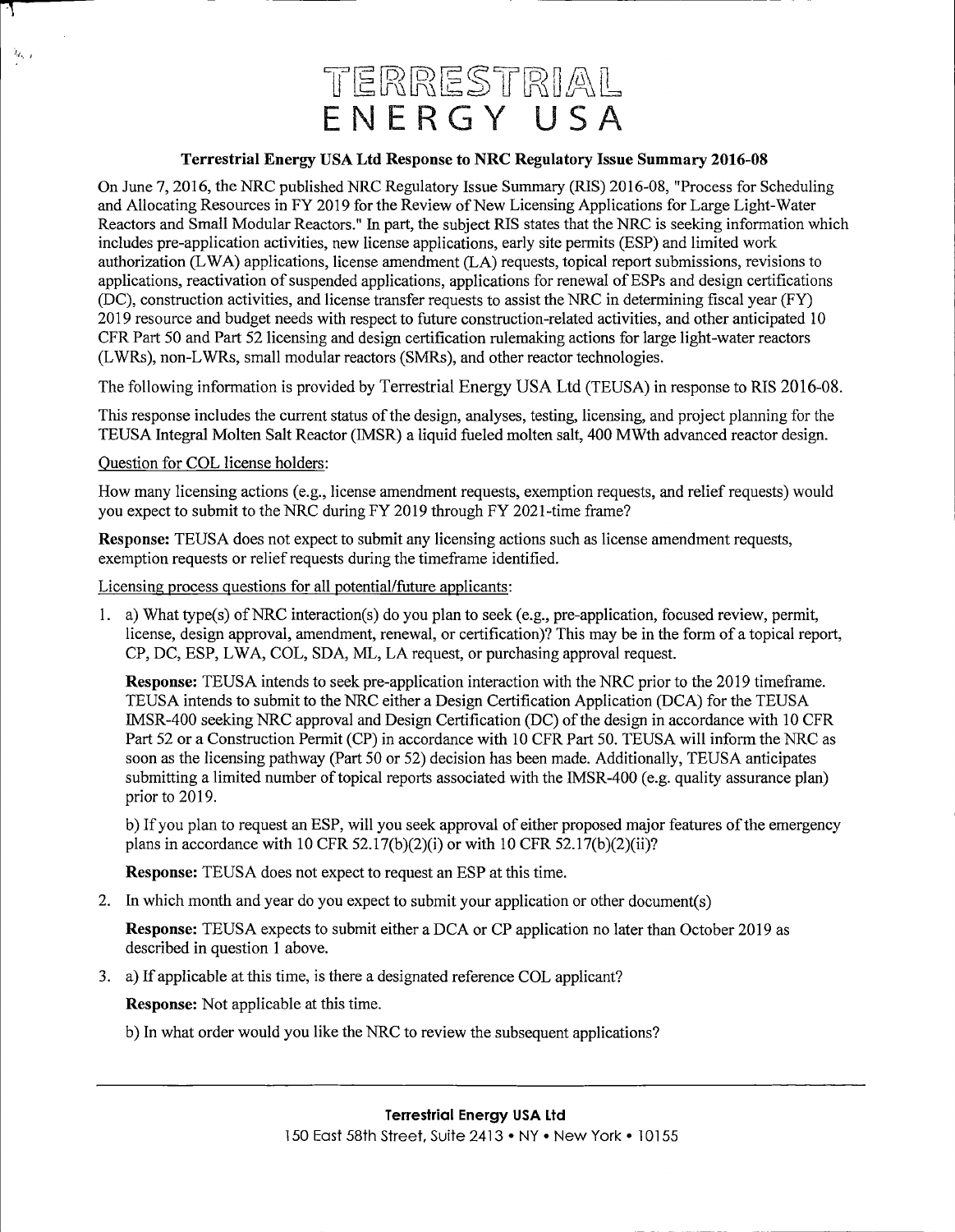# TERRESTRIAL ENERGY USA

**Terrestrial Energy USA Ltd Response to NRC Regulatory Issue Summary 2016-08**

On June 7, 2016, the NRC published NRC Regulatory Issue Summary (RIS) 2016-08, "Process for Scheduling and Allocating Resources in FY 2019 for the Review of New Licensing Applications for Large Light-Water Reactors and Small Modular Reactors." In part, the subject RIS states that the NRC is seeking information which includes pre-application activities, new license applications, early site permits (ESP) and limited work authorization (LWA) applications, license amendment (LA) requests, topical report submissions, revisions to applications, reactivation of suspended applications, applications for renewal of ESPs and design certifications (DC), construction activities, and license transfer requests to assist the NRC in determining fiscal year (FY) 2019 resource and budget needs with respect to future construction-related activities, and other anticipated 10 CFR Part 50 and Part 52 licensing and design certification rulemaking actions for large light-water reactors (LWRs), non-LWRs, small modular reactors (SMRs), and other reactor technologies.

The following information is provided by Terrestrial Energy USA Ltd (TEUSA) in response to RIS 2016-08.

This response includes the current status of the design, analyses, testing, licensing, and project planning for the TEUSA Integral Molten Salt Reactor (IMSR) a liquid fueled molten salt, 400 MWth advanced reactor design.

Question for COL license holders:

How many licensing actions (e.g., license amendment requests, exemption requests, and relief requests) would you expect to submit to the NRC during FY 2019 through FY 2021-time frame?

**Response:** TEUSA does not expect to submit any licensing actions such as license amendment requests, exemption requests or relief requests during the timeframe identified.

Licensing process questions for all potential/future applicants:

1. a) What type(s) of NRC interaction(s) do you plan to seek (e.g., pre-application, focused review, permit, license, design approval, amendment, renewal, or certification)? This may be in the form of a topical report, CP, DC, ESP, LWA, COL, SDA, ML, LA request, or purchasing approval request.

   **Response:** TEUSA intends to seek pre-application interaction with the NRC prior to the 2019 timeframe. TEUSA intends to submit to the NRC either a Design Certification Application (DCA) for the TEUSA IMSR-400 seeking NRC approval and Design Certification (DC) of the design in accordance with 10 CFR Part 52 or a Construction Permit (CP) in accordance with 10 CFR Part 50. TEUSA will inform the NRC as soon as the licensing pathway (Part 50 or 52) decision has been made. Additionally, TEUSA anticipates submitting a limited number of topical reports associated with the IMSR-400 (e.g. quality assurance plan) prior to 2019.

   b) If you plan to request an ESP, will you seek approval of either proposed major features of the emergency plans in accordance with 10 CFR 52.17(b)(2)(i) or with 10 CFR 52.17(b)(2)(ii)?

   **Response:** TEUSA does not expect to request an ESP at this time.

2. In which month and year do you expect to submit your application or other document(s)

   **Response:** TEUSA expects to submit either a DCA or CP application no later than October 2019 as described in question 1 above.

3. a) If applicable at this time, is there a designated reference COL applicant?

   **Response:** Not applicable at this time.

   b) In what order would you like the NRC to review the subsequent applications?

**Terrestrial Energy USA Ltd**
150 East 58th Street, Suite 2413 • NY • New York • 10155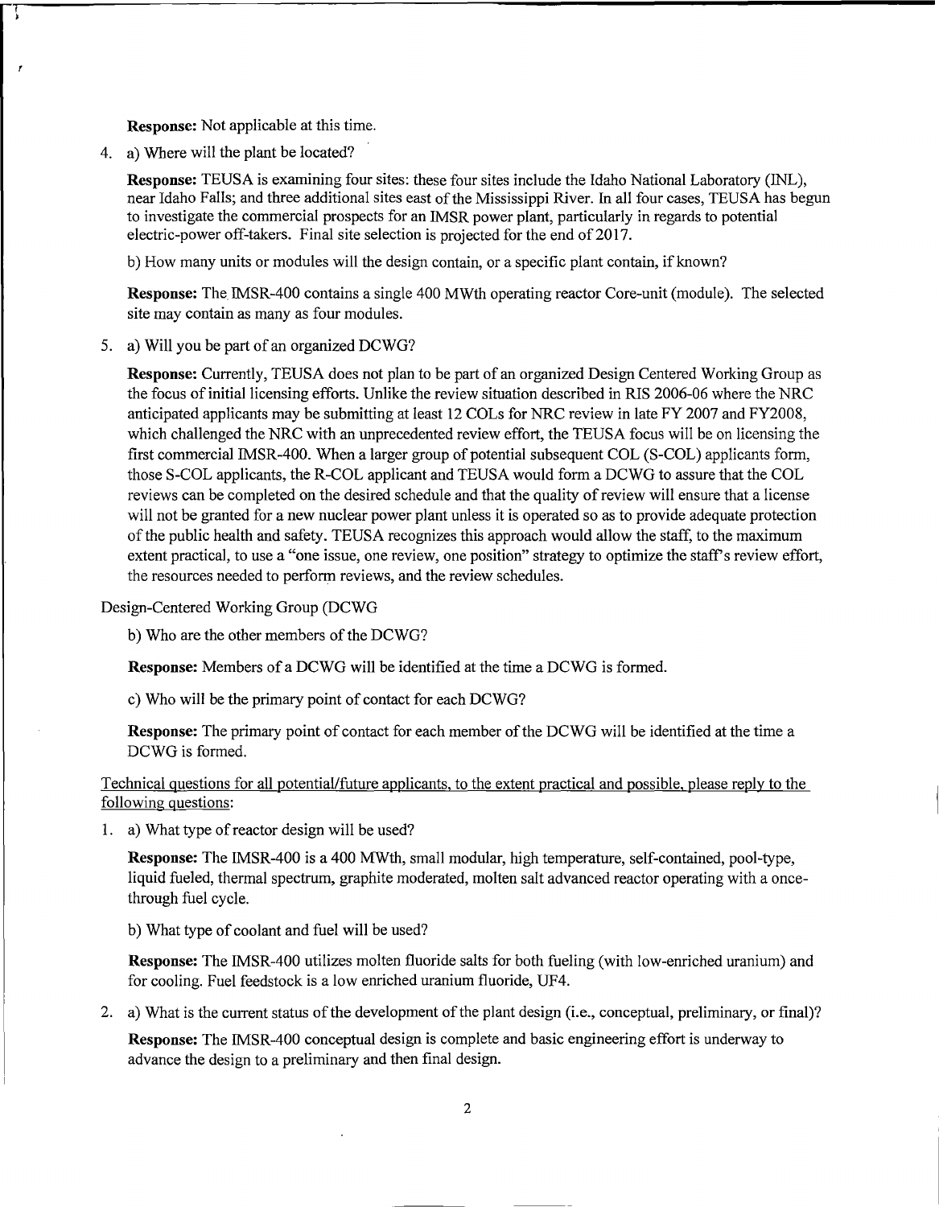**Response:** Not applicable at this time.

4. a) Where will the plant be located?

   **Response:** TEUSA is examining four sites: these four sites include the Idaho National Laboratory (INL), near Idaho Falls; and three additional sites east of the Mississippi River. In all four cases, TEUSA has begun to investigate the commercial prospects for an IMSR power plant, particularly in regards to potential electric-power off-takers. Final site selection is projected for the end of 2017.

   b) How many units or modules will the design contain, or a specific plant contain, if known?

   **Response:** The IMSR-400 contains a single 400 MWth operating reactor Core-unit (module). The selected site may contain as many as four modules.

5. a) Will you be part of an organized DCWG?

   **Response:** Currently, TEUSA does not plan to be part of an organized Design Centered Working Group as the focus of initial licensing efforts. Unlike the review situation described in RIS 2006-06 where the NRC anticipated applicants may be submitting at least 12 COLs for NRC review in late FY 2007 and FY2008, which challenged the NRC with an unprecedented review effort, the TEUSA focus will be on licensing the first commercial IMSR-400. When a larger group of potential subsequent COL (S-COL) applicants form, those S-COL applicants, the R-COL applicant and TEUSA would form a DCWG to assure that the COL reviews can be completed on the desired schedule and that the quality of review will ensure that a license will not be granted for a new nuclear power plant unless it is operated so as to provide adequate protection of the public health and safety. TEUSA recognizes this approach would allow the staff, to the maximum extent practical, to use a "one issue, one review, one position" strategy to optimize the staff's review effort, the resources needed to perform reviews, and the review schedules.

Design-Centered Working Group (DCWG

   b) Who are the other members of the DCWG?

   **Response:** Members of a DCWG will be identified at the time a DCWG is formed.

   c) Who will be the primary point of contact for each DCWG?

   **Response:** The primary point of contact for each member of the DCWG will be identified at the time a DCWG is formed.

<u>Technical questions for all potential/future applicants, to the extent practical and possible, please reply to the following questions:</u>

1. a) What type of reactor design will be used?

   **Response:** The IMSR-400 is a 400 MWth, small modular, high temperature, self-contained, pool-type, liquid fueled, thermal spectrum, graphite moderated, molten salt advanced reactor operating with a once-through fuel cycle.

   b) What type of coolant and fuel will be used?

   **Response:** The IMSR-400 utilizes molten fluoride salts for both fueling (with low-enriched uranium) and for cooling. Fuel feedstock is a low enriched uranium fluoride, $UF_4$.

2. a) What is the current status of the development of the plant design (i.e., conceptual, preliminary, or final)?

   **Response:** The IMSR-400 conceptual design is complete and basic engineering effort is underway to advance the design to a preliminary and then final design.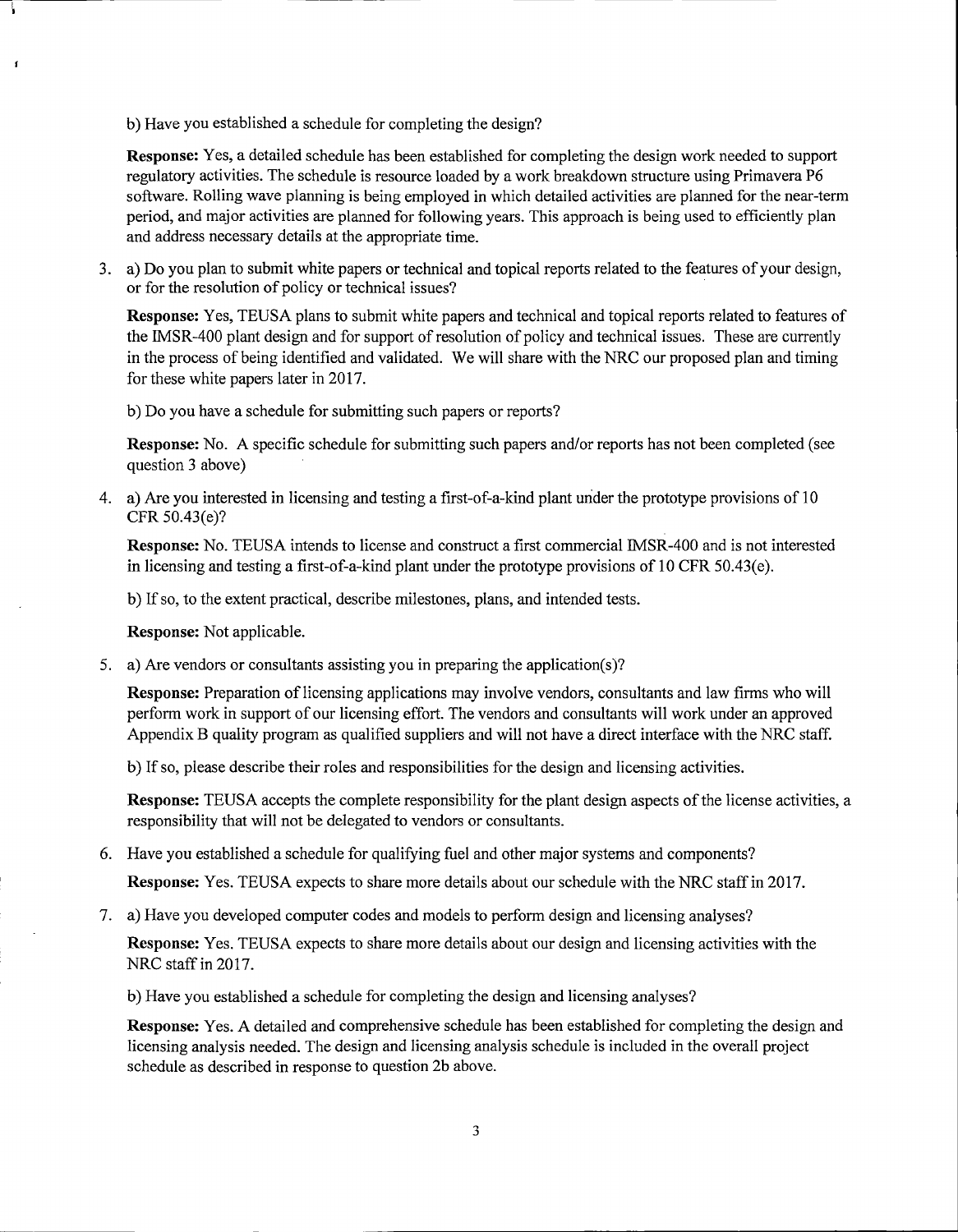b) Have you established a schedule for completing the design?

**Response:** Yes, a detailed schedule has been established for completing the design work needed to support regulatory activities. The schedule is resource loaded by a work breakdown structure using Primavera P6 software. Rolling wave planning is being employed in which detailed activities are planned for the near-term period, and major activities are planned for following years. This approach is being used to efficiently plan and address necessary details at the appropriate time.

3. a) Do you plan to submit white papers or technical and topical reports related to the features of your design, or for the resolution of policy or technical issues?

   **Response:** Yes, TEUSA plans to submit white papers and technical and topical reports related to features of the IMSR-400 plant design and for support of resolution of policy and technical issues. These are currently in the process of being identified and validated. We will share with the NRC our proposed plan and timing for these white papers later in 2017.

   b) Do you have a schedule for submitting such papers or reports?

   **Response:** No. A specific schedule for submitting such papers and/or reports has not been completed (see question 3 above)

4. a) Are you interested in licensing and testing a first-of-a-kind plant under the prototype provisions of 10 CFR 50.43(e)?

   **Response:** No. TEUSA intends to license and construct a first commercial IMSR-400 and is not interested in licensing and testing a first-of-a-kind plant under the prototype provisions of 10 CFR 50.43(e).

   b) If so, to the extent practical, describe milestones, plans, and intended tests.

   **Response:** Not applicable.

5. a) Are vendors or consultants assisting you in preparing the application(s)?

   **Response:** Preparation of licensing applications may involve vendors, consultants and law firms who will perform work in support of our licensing effort. The vendors and consultants will work under an approved Appendix B quality program as qualified suppliers and will not have a direct interface with the NRC staff.

   b) If so, please describe their roles and responsibilities for the design and licensing activities.

   **Response:** TEUSA accepts the complete responsibility for the plant design aspects of the license activities, a responsibility that will not be delegated to vendors or consultants.

6. Have you established a schedule for qualifying fuel and other major systems and components?

   **Response:** Yes. TEUSA expects to share more details about our schedule with the NRC staff in 2017.

7. a) Have you developed computer codes and models to perform design and licensing analyses?

   **Response:** Yes. TEUSA expects to share more details about our design and licensing activities with the NRC staff in 2017.

   b) Have you established a schedule for completing the design and licensing analyses?

   **Response:** Yes. A detailed and comprehensive schedule has been established for completing the design and licensing analysis needed. The design and licensing analysis schedule is included in the overall project schedule as described in response to question 2b above.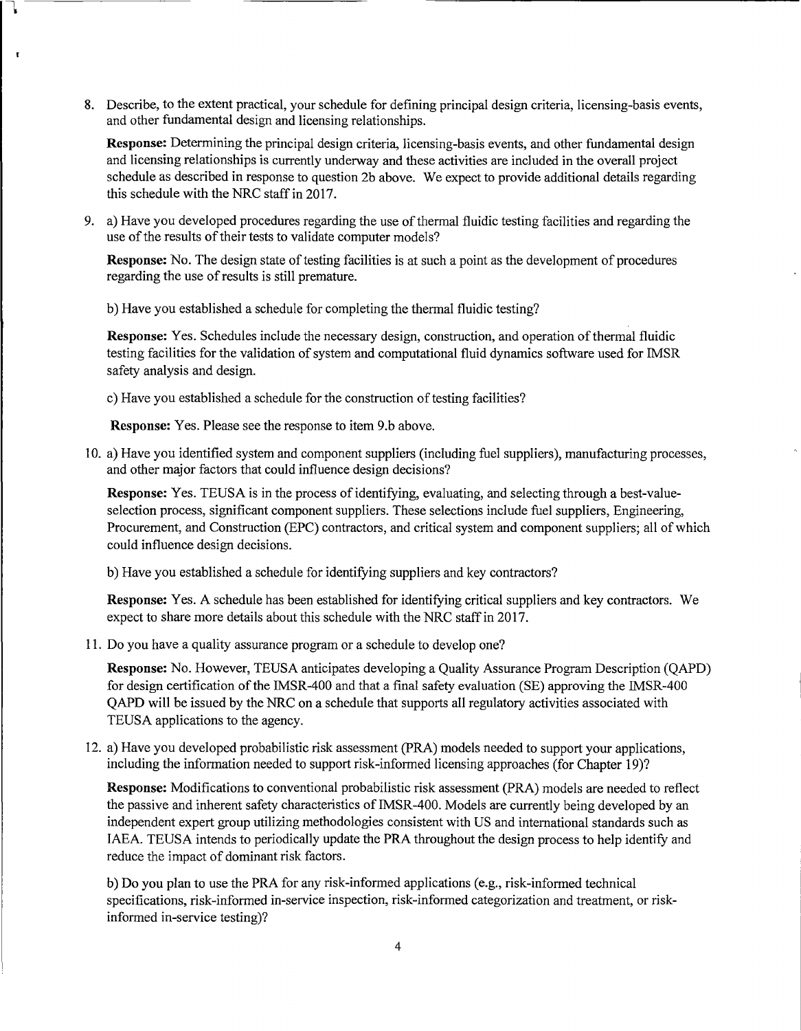8. Describe, to the extent practical, your schedule for defining principal design criteria, licensing-basis events, and other fundamental design and licensing relationships.

   **Response:** Determining the principal design criteria, licensing-basis events, and other fundamental design and licensing relationships is currently underway and these activities are included in the overall project schedule as described in response to question 2b above. We expect to provide additional details regarding this schedule with the NRC staff in 2017.

9. a) Have you developed procedures regarding the use of thermal fluidic testing facilities and regarding the use of the results of their tests to validate computer models?

   **Response:** No. The design state of testing facilities is at such a point as the development of procedures regarding the use of results is still premature.

   b) Have you established a schedule for completing the thermal fluidic testing?

   **Response:** Yes. Schedules include the necessary design, construction, and operation of thermal fluidic testing facilities for the validation of system and computational fluid dynamics software used for IMSR safety analysis and design.

   c) Have you established a schedule for the construction of testing facilities?

   **Response:** Yes. Please see the response to item 9.b above.

10. a) Have you identified system and component suppliers (including fuel suppliers), manufacturing processes, and other major factors that could influence design decisions?

    **Response:** Yes. TEUSA is in the process of identifying, evaluating, and selecting through a best-value-selection process, significant component suppliers. These selections include fuel suppliers, Engineering, Procurement, and Construction (EPC) contractors, and critical system and component suppliers; all of which could influence design decisions.

    b) Have you established a schedule for identifying suppliers and key contractors?

    **Response:** Yes. A schedule has been established for identifying critical suppliers and key contractors. We expect to share more details about this schedule with the NRC staff in 2017.

11. Do you have a quality assurance program or a schedule to develop one?

    **Response:** No. However, TEUSA anticipates developing a Quality Assurance Program Description (QAPD) for design certification of the IMSR-400 and that a final safety evaluation (SE) approving the IMSR-400 QAPD will be issued by the NRC on a schedule that supports all regulatory activities associated with TEUSA applications to the agency.

12. a) Have you developed probabilistic risk assessment (PRA) models needed to support your applications, including the information needed to support risk-informed licensing approaches (for Chapter 19)?

    **Response:** Modifications to conventional probabilistic risk assessment (PRA) models are needed to reflect the passive and inherent safety characteristics of IMSR-400. Models are currently being developed by an independent expert group utilizing methodologies consistent with US and international standards such as IAEA. TEUSA intends to periodically update the PRA throughout the design process to help identify and reduce the impact of dominant risk factors.

    b) Do you plan to use the PRA for any risk-informed applications (e.g., risk-informed technical specifications, risk-informed in-service inspection, risk-informed categorization and treatment, or risk-informed in-service testing)?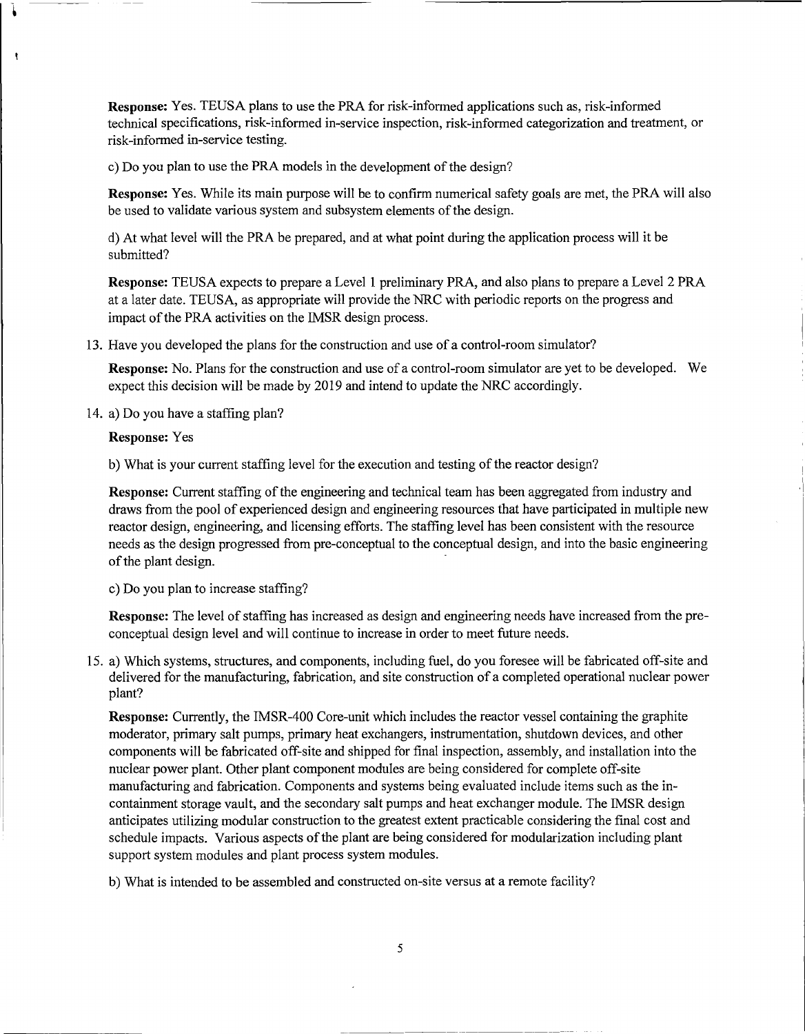**Response:** Yes. TEUSA plans to use the PRA for risk-informed applications such as, risk-informed technical specifications, risk-informed in-service inspection, risk-informed categorization and treatment, or risk-informed in-service testing.

c) Do you plan to use the PRA models in the development of the design?

**Response:** Yes. While its main purpose will be to confirm numerical safety goals are met, the PRA will also be used to validate various system and subsystem elements of the design.

d) At what level will the PRA be prepared, and at what point during the application process will it be submitted?

**Response:** TEUSA expects to prepare a Level 1 preliminary PRA, and also plans to prepare a Level 2 PRA at a later date. TEUSA, as appropriate will provide the NRC with periodic reports on the progress and impact of the PRA activities on the IMSR design process.

13. Have you developed the plans for the construction and use of a control-room simulator?

    **Response:** No. Plans for the construction and use of a control-room simulator are yet to be developed. We expect this decision will be made by 2019 and intend to update the NRC accordingly.

14. a) Do you have a staffing plan?

    **Response:** Yes

    b) What is your current staffing level for the execution and testing of the reactor design?

    **Response:** Current staffing of the engineering and technical team has been aggregated from industry and draws from the pool of experienced design and engineering resources that have participated in multiple new reactor design, engineering, and licensing efforts. The staffing level has been consistent with the resource needs as the design progressed from pre-conceptual to the conceptual design, and into the basic engineering of the plant design.

    c) Do you plan to increase staffing?

    **Response:** The level of staffing has increased as design and engineering needs have increased from the pre-conceptual design level and will continue to increase in order to meet future needs.

15. a) Which systems, structures, and components, including fuel, do you foresee will be fabricated off-site and delivered for the manufacturing, fabrication, and site construction of a completed operational nuclear power plant?

    **Response:** Currently, the IMSR-400 Core-unit which includes the reactor vessel containing the graphite moderator, primary salt pumps, primary heat exchangers, instrumentation, shutdown devices, and other components will be fabricated off-site and shipped for final inspection, assembly, and installation into the nuclear power plant. Other plant component modules are being considered for complete off-site manufacturing and fabrication. Components and systems being evaluated include items such as the in-containment storage vault, and the secondary salt pumps and heat exchanger module. The IMSR design anticipates utilizing modular construction to the greatest extent practicable considering the final cost and schedule impacts. Various aspects of the plant are being considered for modularization including plant support system modules and plant process system modules.

    b) What is intended to be assembled and constructed on-site versus at a remote facility?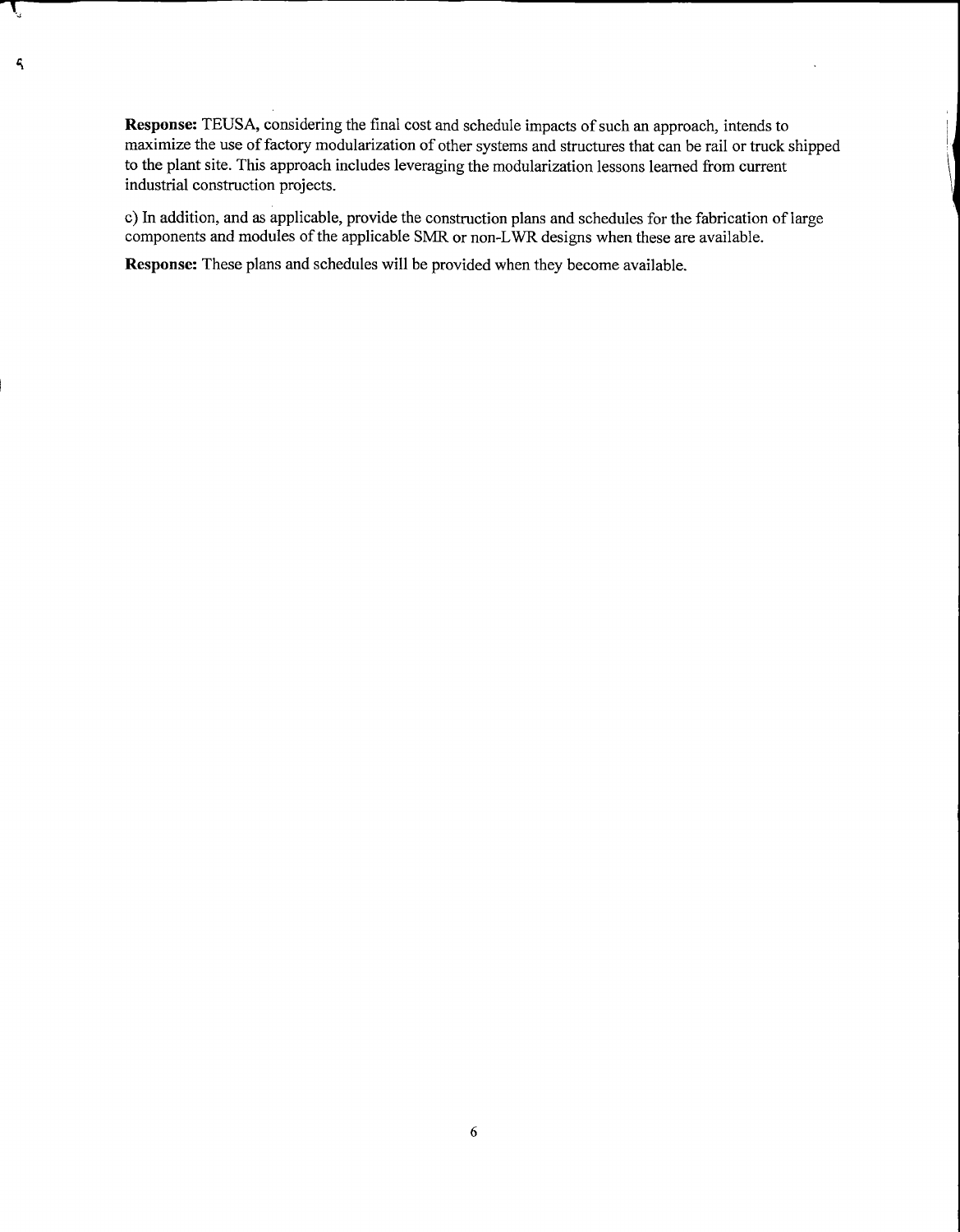**Response:** TEUSA, considering the final cost and schedule impacts of such an approach, intends to maximize the use of factory modularization of other systems and structures that can be rail or truck shipped to the plant site. This approach includes leveraging the modularization lessons learned from current industrial construction projects.

c) In addition, and as applicable, provide the construction plans and schedules for the fabrication of large components and modules of the applicable SMR or non-LWR designs when these are available.

**Response:** These plans and schedules will be provided when they become available.